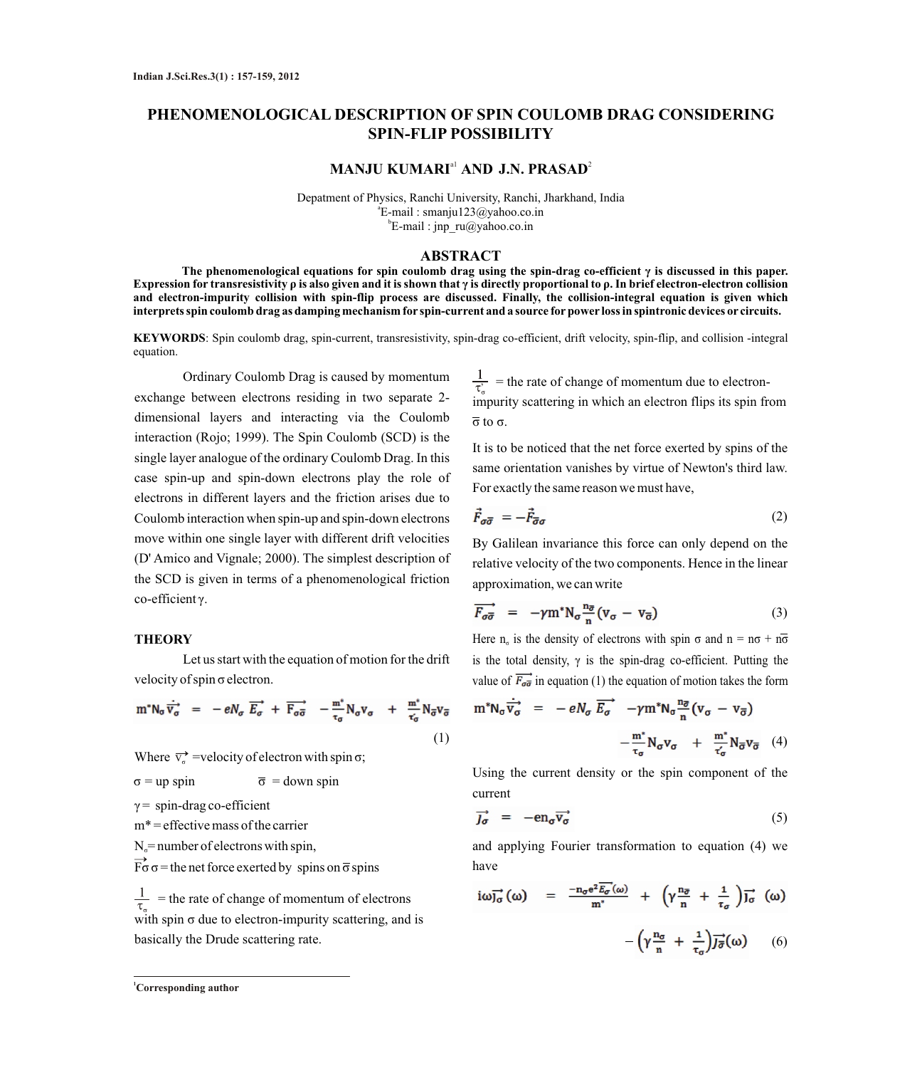# PHENOMENOLOGICAL DESCRIPTION OF SPIN COULOMB DRAG CONSIDERING SPIN-FLIP POSSIBILITY

**MANJU KUMARI[a1] AND J.N. PRASAD[2]**

Depatment of Physics, Ranchi University, Ranchi, Jharkhand, India
[a]E-mail : smanju123@yahoo.co.in
[b]E-mail : jnp_ru@yahoo.co.in

## ABSTRACT

**The phenomenological equations for spin coulomb drag using the spin-drag co-efficient γ is discussed in this paper. Expression for transresistivity ρ is also given and it is shown that γ is directly proportional to ρ. In brief electron-electron collision and electron-impurity collision with spin-flip process are discussed. Finally, the collision-integral equation is given which interprets spin coulomb drag as damping mechanism for spin-current and a source for power loss in spintronic devices or circuits.**

**KEYWORDS**: Spin coulomb drag, spin-current, transresistivity, spin-drag co-efficient, drift velocity, spin-flip, and collision -integral equation.

Ordinary Coulomb Drag is caused by momentum exchange between electrons residing in two separate 2-dimensional layers and interacting via the Coulomb interaction (Rojo; 1999). The Spin Coulomb (SCD) is the single layer analogue of the ordinary Coulomb Drag. In this case spin-up and spin-down electrons play the role of electrons in different layers and the friction arises due to Coulomb interaction when spin-up and spin-down electrons move within one single layer with different drift velocities (D' Amico and Vignale; 2000). The simplest description of the SCD is given in terms of a phenomenological friction co-efficient γ.

## THEORY

Let us start with the equation of motion for the drift velocity of spin σ electron.

$$m^* N_\sigma \dot{\vec{v}_\sigma} = -eN_\sigma \vec{E_\sigma} + \vec{F_{\sigma\bar{\sigma}}} - \frac{m^*}{\tau_\sigma} N_\sigma v_\sigma + \frac{m^*}{\tau'_\sigma} N_{\bar{\sigma}} v_{\bar{\sigma}} \tag{1}$$

Where $\vec{v_\sigma}$ =velocity of electron with spin σ;

σ = up spin $\qquad \bar{\sigma}$ = down spin

γ = spin-drag co-efficient

$m^*$ = effective mass of the carrier

$N_\sigma$ = number of electrons with spin,

$\vec{F}\sigma\bar{\sigma}$ = the net force exerted by spins on $\bar{\sigma}$ spins

$\frac{1}{\tau_\sigma}$ = the rate of change of momentum of electrons with spin σ due to electron-impurity scattering, and is basically the Drude scattering rate.

$\frac{1}{\tau'_\sigma}$ = the rate of change of momentum due to electron-impurity scattering in which an electron flips its spin from $\bar{\sigma}$ to σ.

It is to be noticed that the net force exerted by spins of the same orientation vanishes by virtue of Newton's third law. For exactly the same reason we must have,

$$\vec{F}_{\sigma\bar{\sigma}} = -\vec{F}_{\bar{\sigma}\sigma} \tag{2}$$

By Galilean invariance this force can only depend on the relative velocity of the two components. Hence in the linear approximation, we can write

$$\overrightarrow{F_{\sigma\bar{\sigma}}} = -\gamma m^* N_\sigma \frac{n_{\bar{\sigma}}}{n}(v_\sigma - v_{\bar{\sigma}}) \tag{3}$$

Here $n_\sigma$ is the density of electrons with spin σ and $n = n\sigma + n\bar{\sigma}$ is the total density, γ is the spin-drag co-efficient. Putting the value of $\overrightarrow{F_{\sigma\bar{\sigma}}}$ in equation (1) the equation of motion takes the form

$$m^* N_\sigma \dot{\vec{v}_\sigma} = -eN_\sigma \vec{E_\sigma} - \gamma m^* N_\sigma \frac{n_{\bar{\sigma}}}{n}(v_\sigma - v_{\bar{\sigma}}) - \frac{m^*}{\tau_\sigma} N_\sigma v_\sigma + \frac{m^*}{\tau'_\sigma} N_{\bar{\sigma}} v_{\bar{\sigma}} \tag{4}$$

Using the current density or the spin component of the current

$$\vec{J_\sigma} = -en_\sigma \vec{v_\sigma} \tag{5}$$

and applying Fourier transformation to equation (4) we have

$$i\omega \vec{J_\sigma}(\omega) = \frac{-n_\sigma e^2 \overline{E_\sigma}(\omega)}{m^*} + \left(\gamma \frac{n_{\bar{\sigma}}}{n} + \frac{1}{\tau_\sigma}\right)\vec{J_\sigma}(\omega) - \left(\gamma \frac{n_\sigma}{n} + \frac{1}{\tau_\sigma}\right)\vec{J_{\bar{\sigma}}}(\omega) \tag{6}$$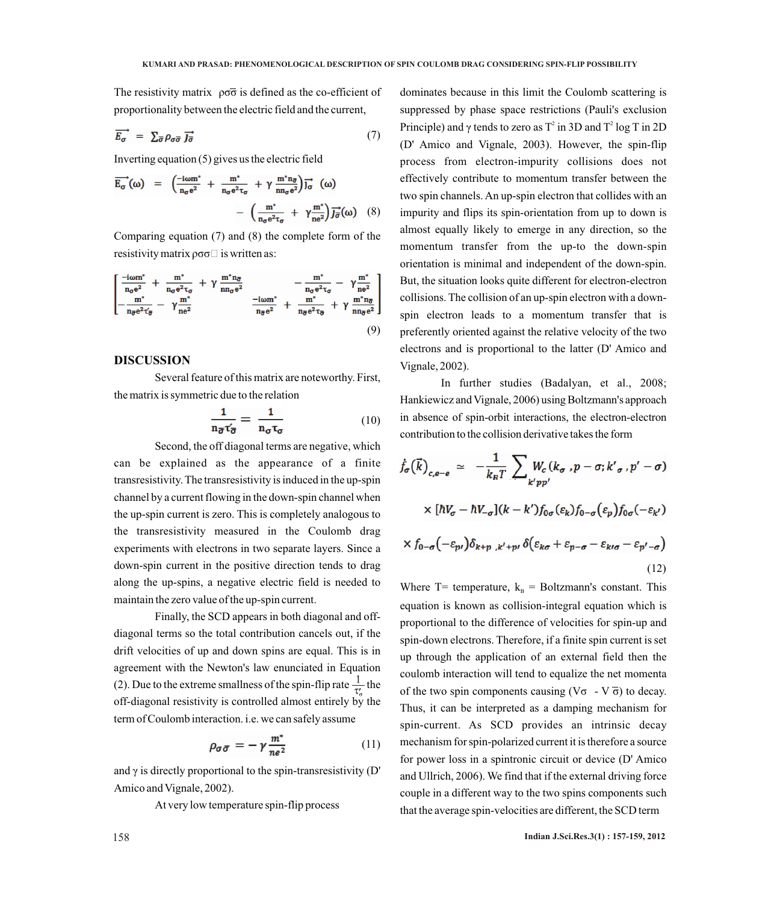The resistivity matrix $\rho\sigma\bar{\sigma}$ is defined as the co-efficient of proportionality between the electric field and the current,

$$\overrightarrow{E_\sigma} = \sum_{\bar{\sigma}} \rho_{\sigma\bar{\sigma}} \overrightarrow{J_{\bar{\sigma}}} \tag{7}$$

Inverting equation (5) gives us the electric field

$$\overrightarrow{E_\sigma}(\omega) = \left(\frac{-i\omega m^*}{n_\sigma e^2} + \frac{m^*}{n_\sigma e^2 \tau_\sigma} + \gamma \frac{m^* n_{\bar{\sigma}}}{n n_\sigma e^2}\right)\overrightarrow{J_\sigma}(\omega) - \left(\frac{m^*}{n_\sigma e^2 \tau_\sigma} + \gamma \frac{m^*}{n e^2}\right)\overrightarrow{J_{\bar{\sigma}}}(\omega) \tag{8}$$

Comparing equation (7) and (8) the complete form of the resistivity matrix $\rho\sigma\sigma$ is written as:

$$\begin{bmatrix} \frac{-i\omega m^*}{n_\sigma e^2} + \frac{m^*}{n_\sigma e^2 \tau_\sigma} + \gamma \frac{m^* n_{\bar{\sigma}}}{n n_\sigma e^2} & -\frac{m^*}{n_\sigma e^2 \tau_\sigma} - \gamma \frac{m^*}{n e^2} \\ -\frac{m^*}{n_{\bar{\sigma}} e^2 \tau'_{\bar{\sigma}}} - \gamma \frac{m^*}{n e^2} & \frac{-i\omega m^*}{n_{\bar{\sigma}} e^2} + \frac{m^*}{n_{\bar{\sigma}} e^2 \tau_{\bar{\sigma}}} + \gamma \frac{m^* n_{\bar{\sigma}}}{n n_{\bar{\sigma}} e^2} \end{bmatrix} \tag{9}$$

## DISCUSSION

Several feature of this matrix are noteworthy. First, the matrix is symmetric due to the relation

$$\frac{1}{n_{\bar{\sigma}} \tau'_{\bar{\sigma}}} = \frac{1}{n_\sigma \tau_\sigma} \tag{10}$$

Second, the off diagonal terms are negative, which can be explained as the appearance of a finite transresistivity. The transresistivity is induced in the up-spin channel by a current flowing in the down-spin channel when the up-spin current is zero. This is completely analogous to the transresistivity measured in the Coulomb drag experiments with electrons in two separate layers. Since a down-spin current in the positive direction tends to drag along the up-spins, a negative electric field is needed to maintain the zero value of the up-spin current.

Finally, the SCD appears in both diagonal and off-diagonal terms so the total contribution cancels out, if the drift velocities of up and down spins are equal. This is in agreement with the Newton's law enunciated in Equation (2). Due to the extreme smallness of the spin-flip rate $\frac{1}{\tau'_\sigma}$ the off-diagonal resistivity is controlled almost entirely by the term of Coulomb interaction. i.e. we can safely assume

$$\rho_{\sigma\bar{\sigma}} = -\gamma \frac{m^*}{ne^2} \tag{11}$$

and $\gamma$ is directly proportional to the spin-transresistivity (D' Amico and Vignale, 2002).

At very low temperature spin-flip process dominates because in this limit the Coulomb scattering is suppressed by phase space restrictions (Pauli's exclusion Principle) and $\gamma$ tends to zero as $T^2$ in 3D and $T^2 \log T$ in 2D (D' Amico and Vignale, 2003). However, the spin-flip process from electron-impurity collisions does not effectively contribute to momentum transfer between the two spin channels. An up-spin electron that collides with an impurity and flips its spin-orientation from up to down is almost equally likely to emerge in any direction, so the momentum transfer from the up-to the down-spin orientation is minimal and independent of the down-spin. But, the situation looks quite different for electron-electron collisions. The collision of an up-spin electron with a down-spin electron leads to a momentum transfer that is preferently oriented against the relative velocity of the two electrons and is proportional to the latter (D' Amico and Vignale, 2002).

In further studies (Badalyan, et al., 2008; Hankiewicz and Vignale, 2006) using Boltzmann's approach in absence of spin-orbit interactions, the electron-electron contribution to the collision derivative takes the form

$$\dot{f}_\sigma(\vec{k})_{c,e-e} \simeq -\frac{1}{k_B T} \sum_{k'pp'} W_c(k_\sigma, p-\sigma; k'_\sigma, p'-\sigma) \times [\hbar V_\sigma - \hbar V_{-\sigma}](k-k') f_{0\sigma}(\varepsilon_k) f_{0-\sigma}(\varepsilon_p) f_{0\sigma}(-\varepsilon_{k'}) \times f_{0-\sigma}(-\varepsilon_{p'}) \delta_{k+p,k'+p'} \delta(\varepsilon_{k\sigma} + \varepsilon_{p-\sigma} - \varepsilon_{k'\sigma} - \varepsilon_{p'-\sigma}) \tag{12}$$

Where T= temperature, $k_B$ = Boltzmann's constant. This equation is known as collision-integral equation which is proportional to the difference of velocities for spin-up and spin-down electrons. Therefore, if a finite spin current is set up through the application of an external field then the coulomb interaction will tend to equalize the net momenta of the two spin components causing ($V\sigma - V\bar{\sigma}$) to decay. Thus, it can be interpreted as a damping mechanism for spin-current. As SCD provides an intrinsic decay mechanism for spin-polarized current it is therefore a source for power loss in a spintronic circuit or device (D' Amico and Ullrich, 2006). We find that if the external driving force couple in a different way to the two spins components such that the average spin-velocities are different, the SCD term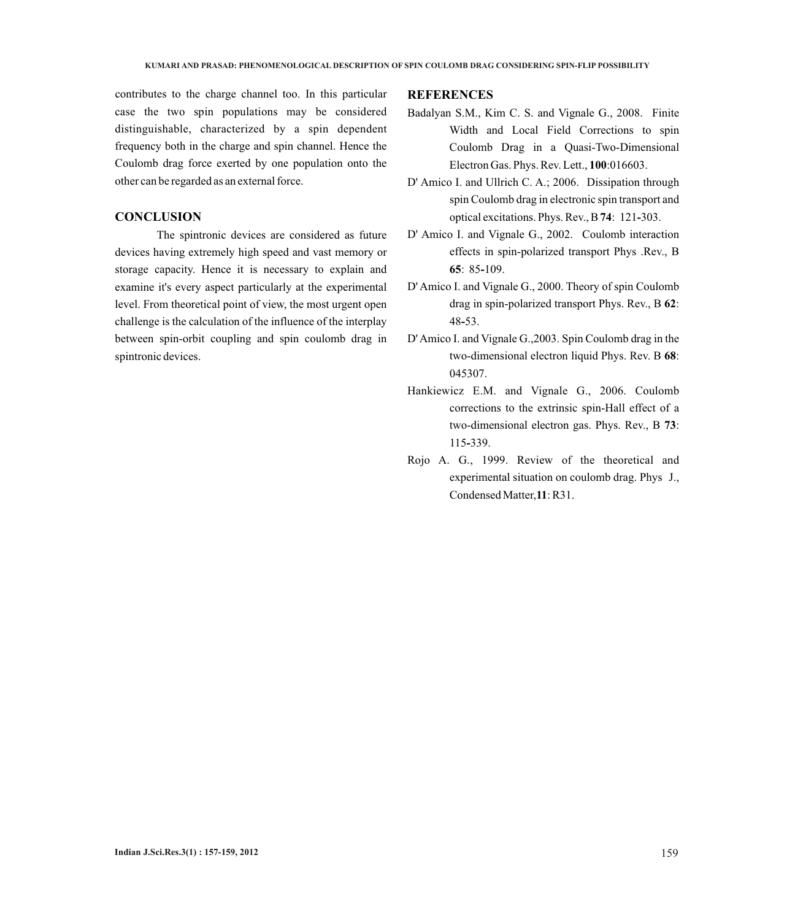contributes to the charge channel too. In this particular case the two spin populations may be considered distinguishable, characterized by a spin dependent frequency both in the charge and spin channel. Hence the Coulomb drag force exerted by one population onto the other can be regarded as an external force.

## CONCLUSION

The spintronic devices are considered as future devices having extremely high speed and vast memory or storage capacity. Hence it is necessary to explain and examine it's every aspect particularly at the experimental level. From theoretical point of view, the most urgent open challenge is the calculation of the influence of the interplay between spin-orbit coupling and spin coulomb drag in spintronic devices.

## REFERENCES

Badalyan S.M., Kim C. S. and Vignale G., 2008. Finite Width and Local Field Corrections to spin Coulomb Drag in a Quasi-Two-Dimensional Electron Gas. Phys. Rev. Lett., **100**:016603.

D' Amico I. and Ullrich C. A.; 2006. Dissipation through spin Coulomb drag in electronic spin transport and optical excitations. Phys. Rev., B **74**: 121-303.

D' Amico I. and Vignale G., 2002. Coulomb interaction effects in spin-polarized transport Phys .Rev., B **65**: 85-109.

D' Amico I. and Vignale G., 2000. Theory of spin Coulomb drag in spin-polarized transport Phys. Rev., B **62**: 48-53.

D' Amico I. and Vignale G.,2003. Spin Coulomb drag in the two-dimensional electron liquid Phys. Rev. B **68**: 045307.

Hankiewicz E.M. and Vignale G., 2006. Coulomb corrections to the extrinsic spin-Hall effect of a two-dimensional electron gas. Phys. Rev., B **73**: 115-339.

Rojo A. G., 1999. Review of the theoretical and experimental situation on coulomb drag. Phys J., Condensed Matter,**11**: R31.